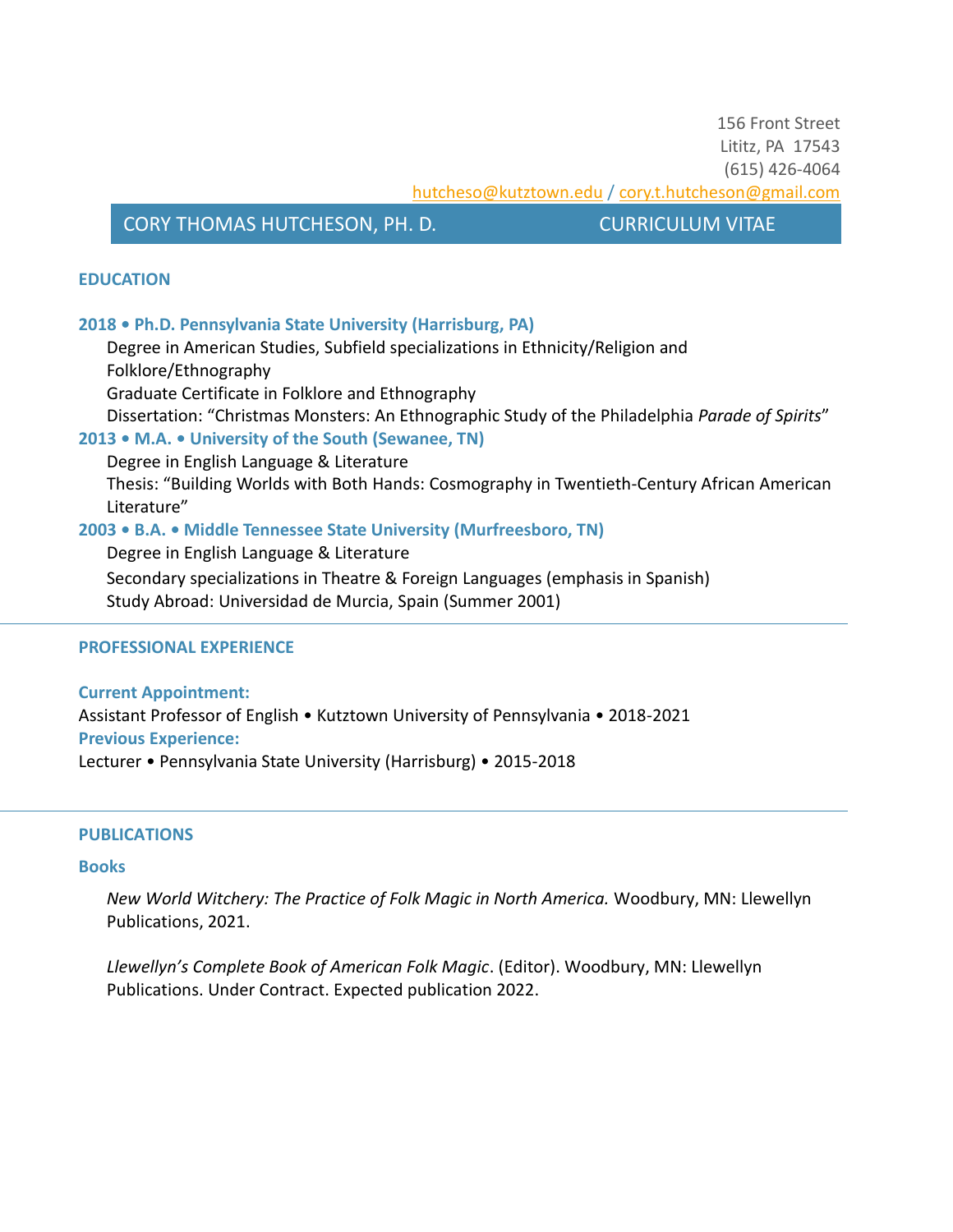156 Front Street
Lititz, PA  17543
(615) 426-4064
hutcheso@kutztown.edu / cory.t.hutcheson@gmail.com

# CORY THOMAS HUTCHESON, PH. D. — CURRICULUM VITAE

## EDUCATION

**2018 • Ph.D. Pennsylvania State University (Harrisburg, PA)**

Degree in American Studies, Subfield specializations in Ethnicity/Religion and Folklore/Ethnography
Graduate Certificate in Folklore and Ethnography
Dissertation: "Christmas Monsters: An Ethnographic Study of the Philadelphia *Parade of Spirits*"

**2013 • M.A. • University of the South (Sewanee, TN)**

Degree in English Language & Literature
Thesis: "Building Worlds with Both Hands: Cosmography in Twentieth-Century African American Literature"

**2003 • B.A. • Middle Tennessee State University (Murfreesboro, TN)**

Degree in English Language & Literature
Secondary specializations in Theatre & Foreign Languages (emphasis in Spanish)
Study Abroad: Universidad de Murcia, Spain (Summer 2001)

---

## PROFESSIONAL EXPERIENCE

**Current Appointment:**
Assistant Professor of English • Kutztown University of Pennsylvania • 2018-2021

**Previous Experience:**
Lecturer • Pennsylvania State University (Harrisburg) • 2015-2018

---

## PUBLICATIONS

### Books

*New World Witchery: The Practice of Folk Magic in North America.* Woodbury, MN: Llewellyn Publications, 2021.

*Llewellyn's Complete Book of American Folk Magic*. (Editor). Woodbury, MN: Llewellyn Publications. Under Contract. Expected publication 2022.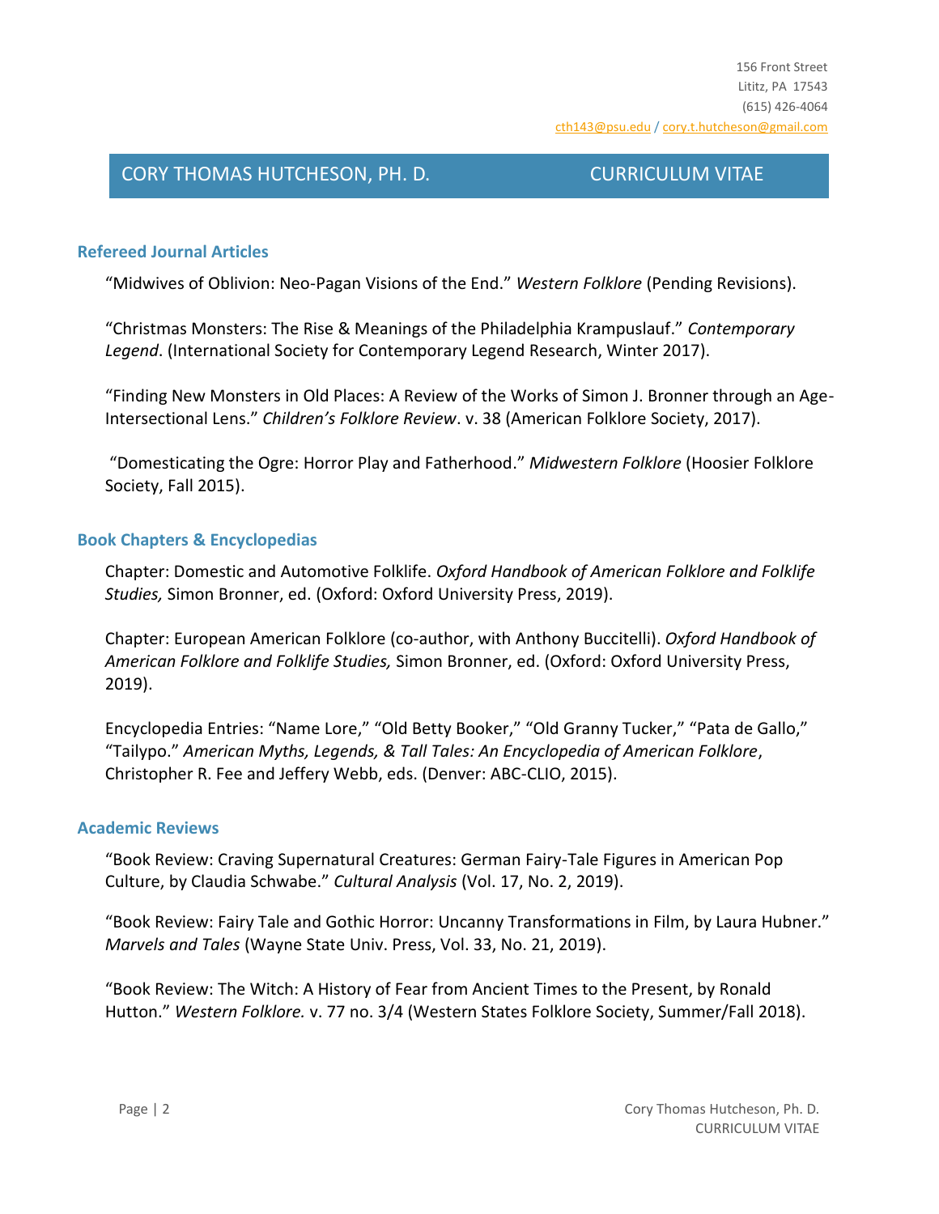156 Front Street
Lititz, PA 17543
(615) 426-4064
cth143@psu.edu / cory.t.hutcheson@gmail.com

# CORY THOMAS HUTCHESON, PH. D. CURRICULUM VITAE

## Refereed Journal Articles

"Midwives of Oblivion: Neo-Pagan Visions of the End." *Western Folklore* (Pending Revisions).

"Christmas Monsters: The Rise & Meanings of the Philadelphia Krampuslauf." *Contemporary Legend*. (International Society for Contemporary Legend Research, Winter 2017).

"Finding New Monsters in Old Places: A Review of the Works of Simon J. Bronner through an Age-Intersectional Lens." *Children's Folklore Review*. v. 38 (American Folklore Society, 2017).

"Domesticating the Ogre: Horror Play and Fatherhood." *Midwestern Folklore* (Hoosier Folklore Society, Fall 2015).

## Book Chapters & Encyclopedias

Chapter: Domestic and Automotive Folklife. *Oxford Handbook of American Folklore and Folklife Studies,* Simon Bronner, ed. (Oxford: Oxford University Press, 2019).

Chapter: European American Folklore (co-author, with Anthony Buccitelli). *Oxford Handbook of American Folklore and Folklife Studies,* Simon Bronner, ed. (Oxford: Oxford University Press, 2019).

Encyclopedia Entries: "Name Lore," "Old Betty Booker," "Old Granny Tucker," "Pata de Gallo," "Tailypo." *American Myths, Legends, & Tall Tales: An Encyclopedia of American Folklore*, Christopher R. Fee and Jeffery Webb, eds. (Denver: ABC-CLIO, 2015).

## Academic Reviews

"Book Review: Craving Supernatural Creatures: German Fairy-Tale Figures in American Pop Culture, by Claudia Schwabe." *Cultural Analysis* (Vol. 17, No. 2, 2019).

"Book Review: Fairy Tale and Gothic Horror: Uncanny Transformations in Film, by Laura Hubner." *Marvels and Tales* (Wayne State Univ. Press, Vol. 33, No. 21, 2019).

"Book Review: The Witch: A History of Fear from Ancient Times to the Present, by Ronald Hutton." *Western Folklore.* v. 77 no. 3/4 (Western States Folklore Society, Summer/Fall 2018).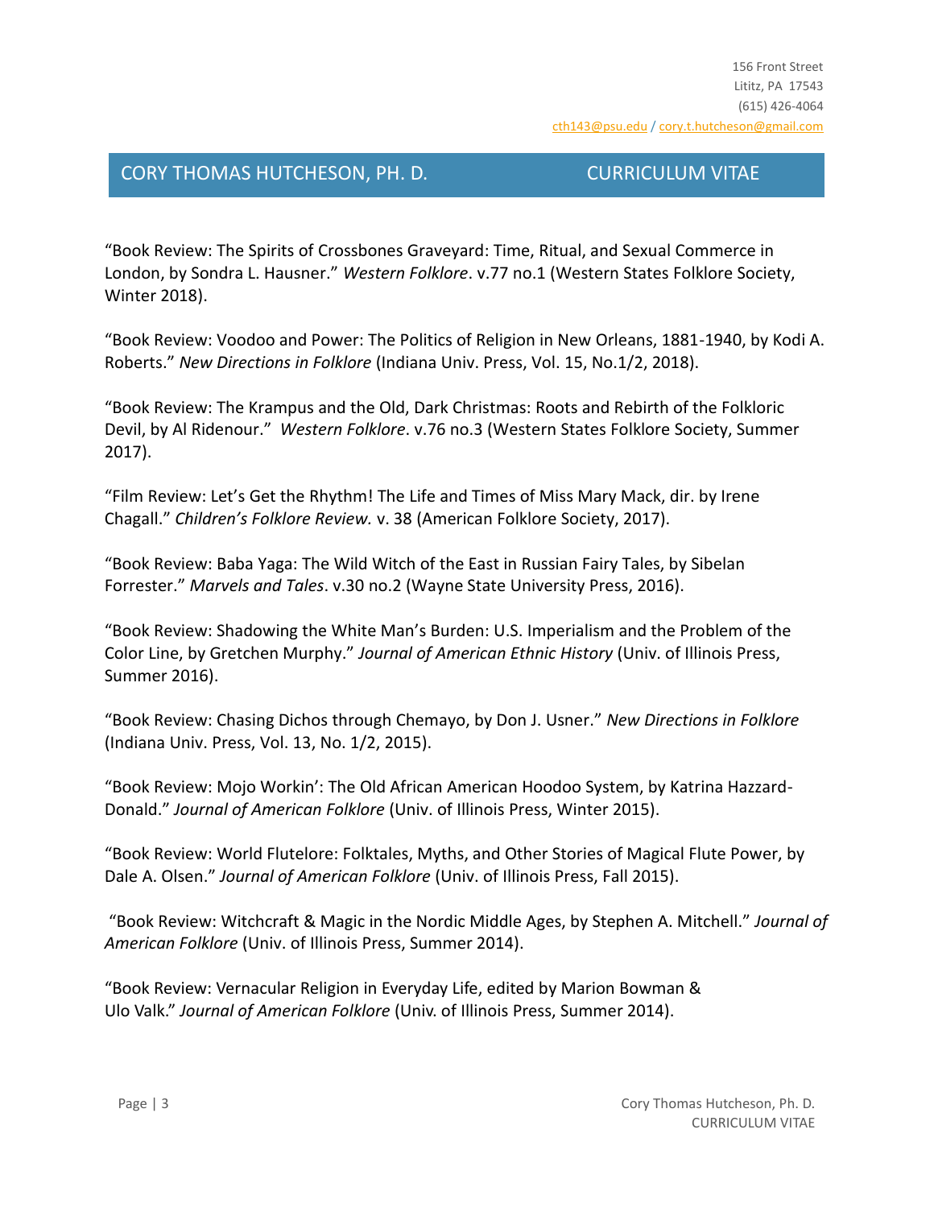"Book Review: The Spirits of Crossbones Graveyard: Time, Ritual, and Sexual Commerce in London, by Sondra L. Hausner." *Western Folklore*. v.77 no.1 (Western States Folklore Society, Winter 2018).

"Book Review: Voodoo and Power: The Politics of Religion in New Orleans, 1881-1940, by Kodi A. Roberts." *New Directions in Folklore* (Indiana Univ. Press, Vol. 15, No.1/2, 2018).

"Book Review: The Krampus and the Old, Dark Christmas: Roots and Rebirth of the Folkloric Devil, by Al Ridenour." *Western Folklore*. v.76 no.3 (Western States Folklore Society, Summer 2017).

"Film Review: Let's Get the Rhythm! The Life and Times of Miss Mary Mack, dir. by Irene Chagall." *Children's Folklore Review.* v. 38 (American Folklore Society, 2017).

"Book Review: Baba Yaga: The Wild Witch of the East in Russian Fairy Tales, by Sibelan Forrester." *Marvels and Tales*. v.30 no.2 (Wayne State University Press, 2016).

"Book Review: Shadowing the White Man's Burden: U.S. Imperialism and the Problem of the Color Line, by Gretchen Murphy." *Journal of American Ethnic History* (Univ. of Illinois Press, Summer 2016).

"Book Review: Chasing Dichos through Chemayo, by Don J. Usner." *New Directions in Folklore* (Indiana Univ. Press, Vol. 13, No. 1/2, 2015).

"Book Review: Mojo Workin': The Old African American Hoodoo System, by Katrina Hazzard-Donald." *Journal of American Folklore* (Univ. of Illinois Press, Winter 2015).

"Book Review: World Flutelore: Folktales, Myths, and Other Stories of Magical Flute Power, by Dale A. Olsen." *Journal of American Folklore* (Univ. of Illinois Press, Fall 2015).

"Book Review: Witchcraft & Magic in the Nordic Middle Ages, by Stephen A. Mitchell." *Journal of American Folklore* (Univ. of Illinois Press, Summer 2014).

"Book Review: Vernacular Religion in Everyday Life, edited by Marion Bowman & Ulo Valk." *Journal of American Folklore* (Univ. of Illinois Press, Summer 2014).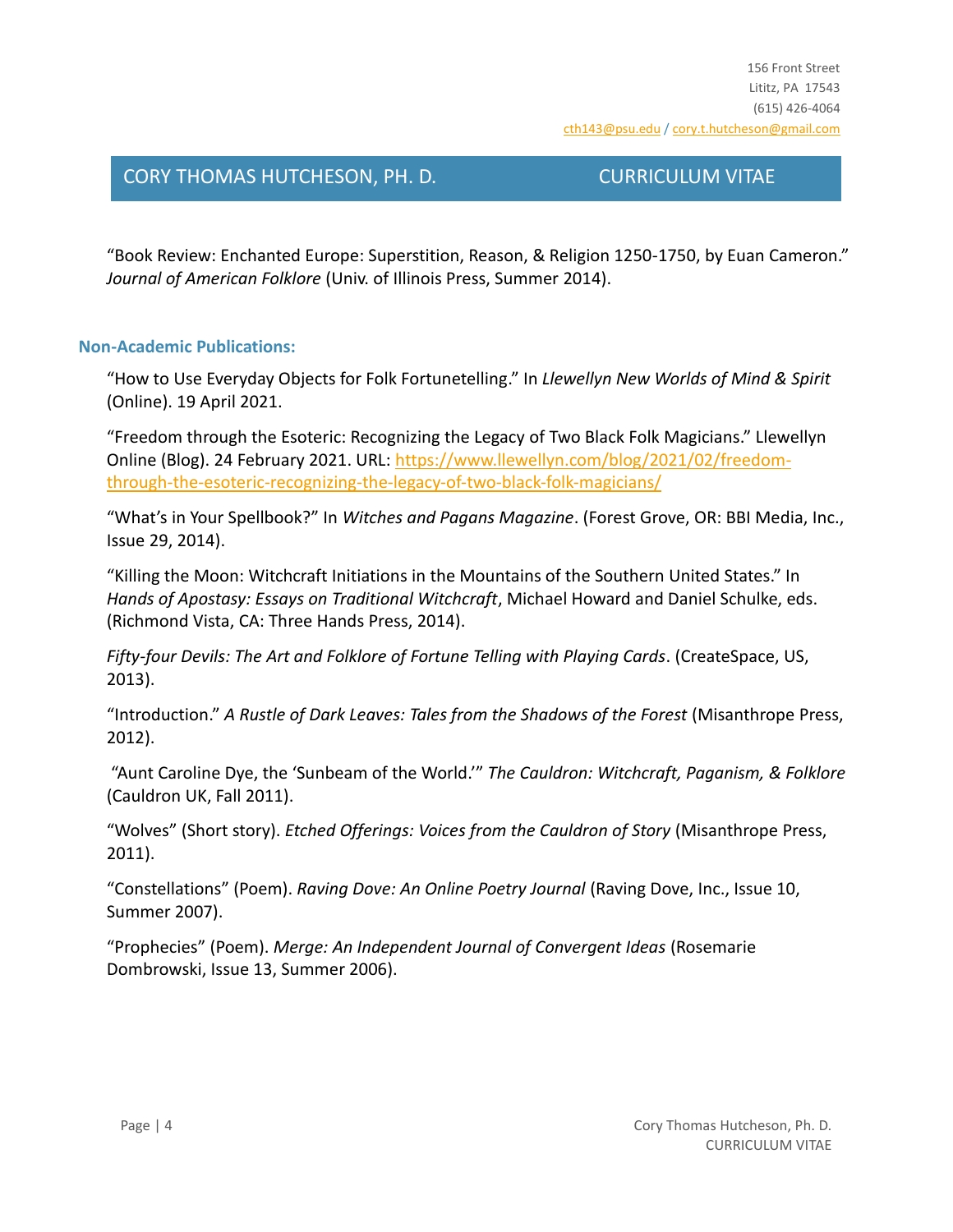“Book Review: Enchanted Europe: Superstition, Reason, & Religion 1250-1750, by Euan Cameron.” *Journal of American Folklore* (Univ. of Illinois Press, Summer 2014).

## Non-Academic Publications:

“How to Use Everyday Objects for Folk Fortunetelling.” In *Llewellyn New Worlds of Mind & Spirit* (Online). 19 April 2021.

“Freedom through the Esoteric: Recognizing the Legacy of Two Black Folk Magicians.” Llewellyn Online (Blog). 24 February 2021. URL: https://www.llewellyn.com/blog/2021/02/freedom-through-the-esoteric-recognizing-the-legacy-of-two-black-folk-magicians/

“What’s in Your Spellbook?” In *Witches and Pagans Magazine*. (Forest Grove, OR: BBI Media, Inc., Issue 29, 2014).

“Killing the Moon: Witchcraft Initiations in the Mountains of the Southern United States.” In *Hands of Apostasy: Essays on Traditional Witchcraft*, Michael Howard and Daniel Schulke, eds. (Richmond Vista, CA: Three Hands Press, 2014).

*Fifty-four Devils: The Art and Folklore of Fortune Telling with Playing Cards*. (CreateSpace, US, 2013).

“Introduction.” *A Rustle of Dark Leaves: Tales from the Shadows of the Forest* (Misanthrope Press, 2012).

“Aunt Caroline Dye, the ‘Sunbeam of the World.’” *The Cauldron: Witchcraft, Paganism, & Folklore* (Cauldron UK, Fall 2011).

“Wolves” (Short story). *Etched Offerings: Voices from the Cauldron of Story* (Misanthrope Press, 2011).

“Constellations” (Poem). *Raving Dove: An Online Poetry Journal* (Raving Dove, Inc., Issue 10, Summer 2007).

“Prophecies” (Poem). *Merge: An Independent Journal of Convergent Ideas* (Rosemarie Dombrowski, Issue 13, Summer 2006).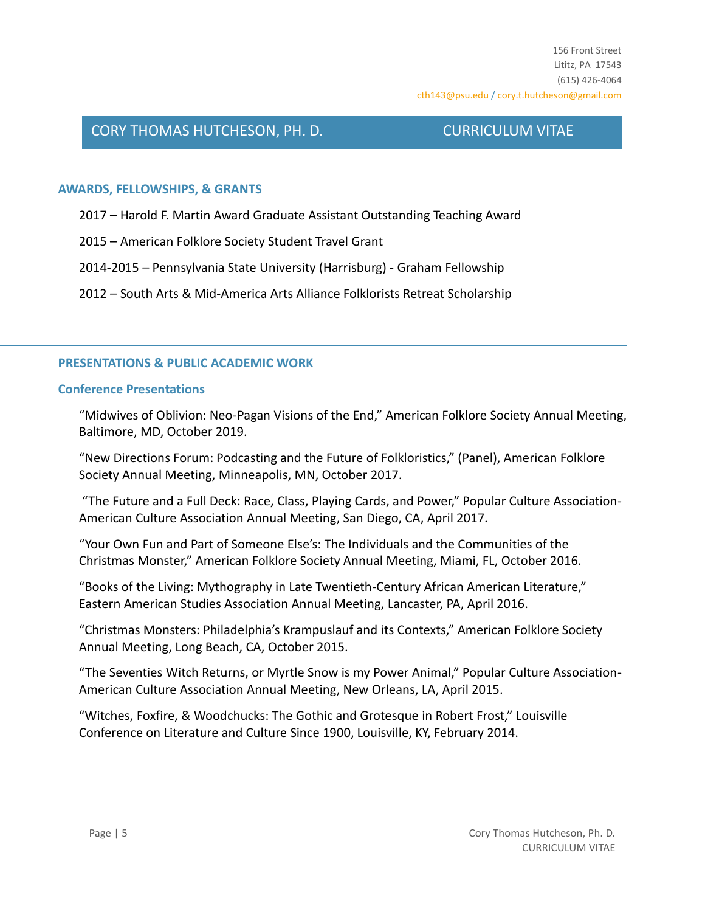156 Front Street
Lititz, PA 17543
(615) 426-4064
cth143@psu.edu / cory.t.hutcheson@gmail.com

# CORY THOMAS HUTCHESON, PH. D. — CURRICULUM VITAE

## AWARDS, FELLOWSHIPS, & GRANTS

2017 – Harold F. Martin Award Graduate Assistant Outstanding Teaching Award

2015 – American Folklore Society Student Travel Grant

2014-2015 – Pennsylvania State University (Harrisburg) - Graham Fellowship

2012 – South Arts & Mid-America Arts Alliance Folklorists Retreat Scholarship

---

## PRESENTATIONS & PUBLIC ACADEMIC WORK

### Conference Presentations

"Midwives of Oblivion: Neo-Pagan Visions of the End," American Folklore Society Annual Meeting, Baltimore, MD, October 2019.

"New Directions Forum: Podcasting and the Future of Folkloristics," (Panel), American Folklore Society Annual Meeting, Minneapolis, MN, October 2017.

"The Future and a Full Deck: Race, Class, Playing Cards, and Power," Popular Culture Association-American Culture Association Annual Meeting, San Diego, CA, April 2017.

"Your Own Fun and Part of Someone Else's: The Individuals and the Communities of the Christmas Monster," American Folklore Society Annual Meeting, Miami, FL, October 2016.

"Books of the Living: Mythography in Late Twentieth-Century African American Literature," Eastern American Studies Association Annual Meeting, Lancaster, PA, April 2016.

"Christmas Monsters: Philadelphia's Krampuslauf and its Contexts," American Folklore Society Annual Meeting, Long Beach, CA, October 2015.

"The Seventies Witch Returns, or Myrtle Snow is my Power Animal," Popular Culture Association-American Culture Association Annual Meeting, New Orleans, LA, April 2015.

"Witches, Foxfire, & Woodchucks: The Gothic and Grotesque in Robert Frost," Louisville Conference on Literature and Culture Since 1900, Louisville, KY, February 2014.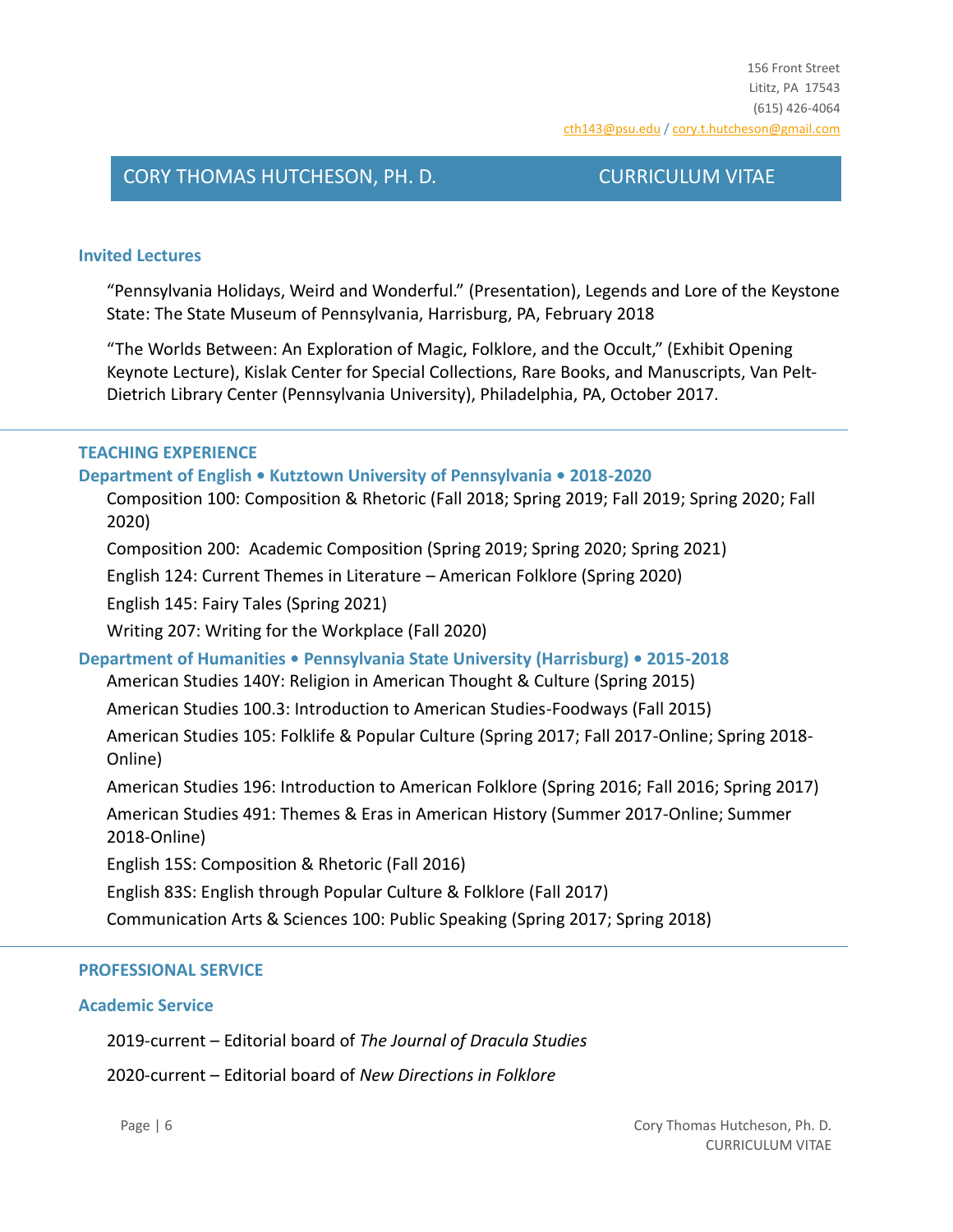156 Front Street
Lititz, PA 17543
(615) 426-4064
cth143@psu.edu / cory.t.hutcheson@gmail.com

## CORY THOMAS HUTCHESON, PH. D. — CURRICULUM VITAE

### Invited Lectures

"Pennsylvania Holidays, Weird and Wonderful." (Presentation), Legends and Lore of the Keystone State: The State Museum of Pennsylvania, Harrisburg, PA, February 2018

"The Worlds Between: An Exploration of Magic, Folklore, and the Occult," (Exhibit Opening Keynote Lecture), Kislak Center for Special Collections, Rare Books, and Manuscripts, Van Pelt-Dietrich Library Center (Pennsylvania University), Philadelphia, PA, October 2017.

## TEACHING EXPERIENCE

### Department of English • Kutztown University of Pennsylvania • 2018-2020

Composition 100: Composition & Rhetoric (Fall 2018; Spring 2019; Fall 2019; Spring 2020; Fall 2020)

Composition 200: Academic Composition (Spring 2019; Spring 2020; Spring 2021)

English 124: Current Themes in Literature – American Folklore (Spring 2020)

English 145: Fairy Tales (Spring 2021)

Writing 207: Writing for the Workplace (Fall 2020)

### Department of Humanities • Pennsylvania State University (Harrisburg) • 2015-2018

American Studies 140Y: Religion in American Thought & Culture (Spring 2015)

American Studies 100.3: Introduction to American Studies-Foodways (Fall 2015)

American Studies 105: Folklife & Popular Culture (Spring 2017; Fall 2017-Online; Spring 2018-Online)

American Studies 196: Introduction to American Folklore (Spring 2016; Fall 2016; Spring 2017)

American Studies 491: Themes & Eras in American History (Summer 2017-Online; Summer 2018-Online)

English 15S: Composition & Rhetoric (Fall 2016)

English 83S: English through Popular Culture & Folklore (Fall 2017)

Communication Arts & Sciences 100: Public Speaking (Spring 2017; Spring 2018)

## PROFESSIONAL SERVICE

### Academic Service

2019-current – Editorial board of *The Journal of Dracula Studies*

2020-current – Editorial board of *New Directions in Folklore*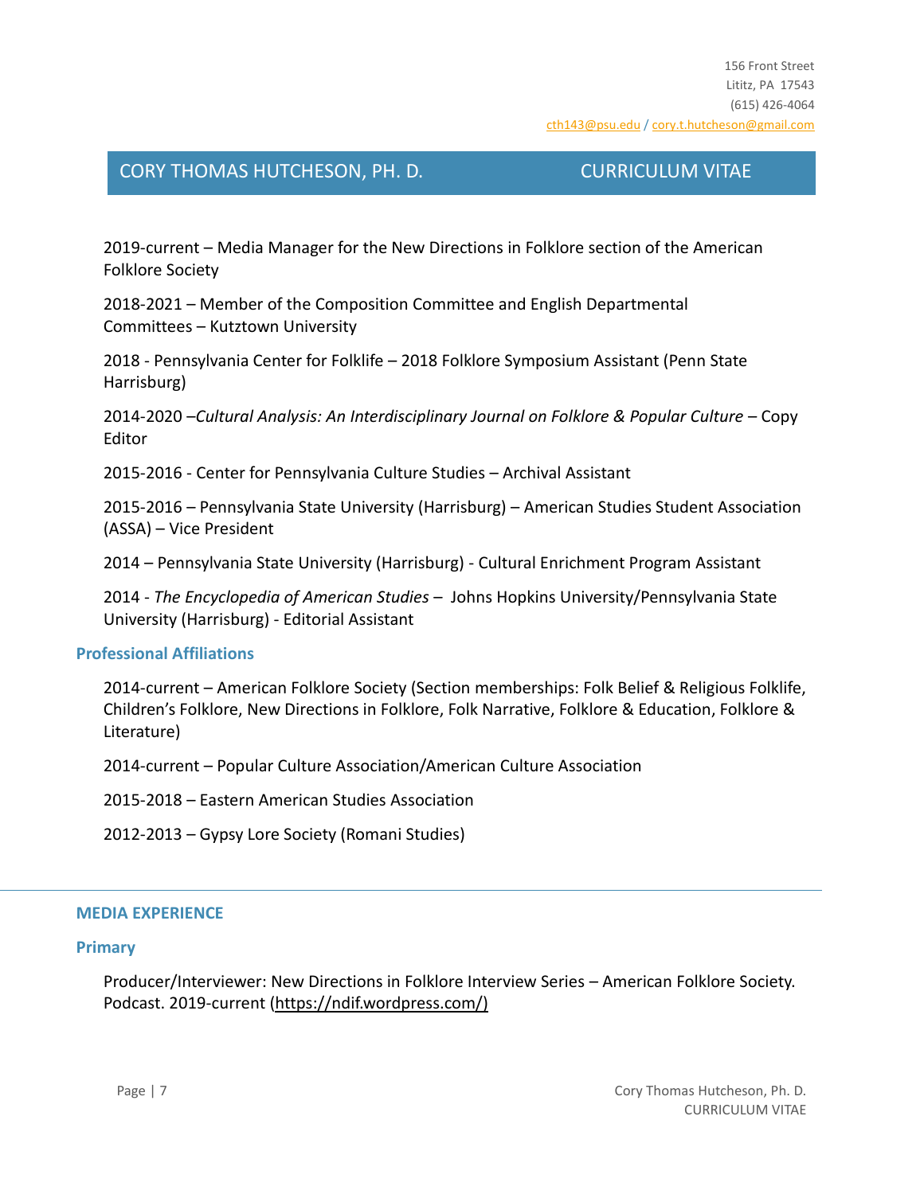2019-current – Media Manager for the New Directions in Folklore section of the American Folklore Society

2018-2021 – Member of the Composition Committee and English Departmental Committees – Kutztown University

2018 - Pennsylvania Center for Folklife – 2018 Folklore Symposium Assistant (Penn State Harrisburg)

2014-2020 –*Cultural Analysis: An Interdisciplinary Journal on Folklore & Popular Culture* – Copy Editor

2015-2016 - Center for Pennsylvania Culture Studies – Archival Assistant

2015-2016 – Pennsylvania State University (Harrisburg) – American Studies Student Association (ASSA) – Vice President

2014 – Pennsylvania State University (Harrisburg) - Cultural Enrichment Program Assistant

2014 - *The Encyclopedia of American Studies* – Johns Hopkins University/Pennsylvania State University (Harrisburg) - Editorial Assistant

### Professional Affiliations

2014-current – American Folklore Society (Section memberships: Folk Belief & Religious Folklife, Children's Folklore, New Directions in Folklore, Folk Narrative, Folklore & Education, Folklore & Literature)

2014-current – Popular Culture Association/American Culture Association

2015-2018 – Eastern American Studies Association

2012-2013 – Gypsy Lore Society (Romani Studies)

---

## MEDIA EXPERIENCE

### Primary

Producer/Interviewer: New Directions in Folklore Interview Series – American Folklore Society. Podcast. 2019-current (https://ndif.wordpress.com/)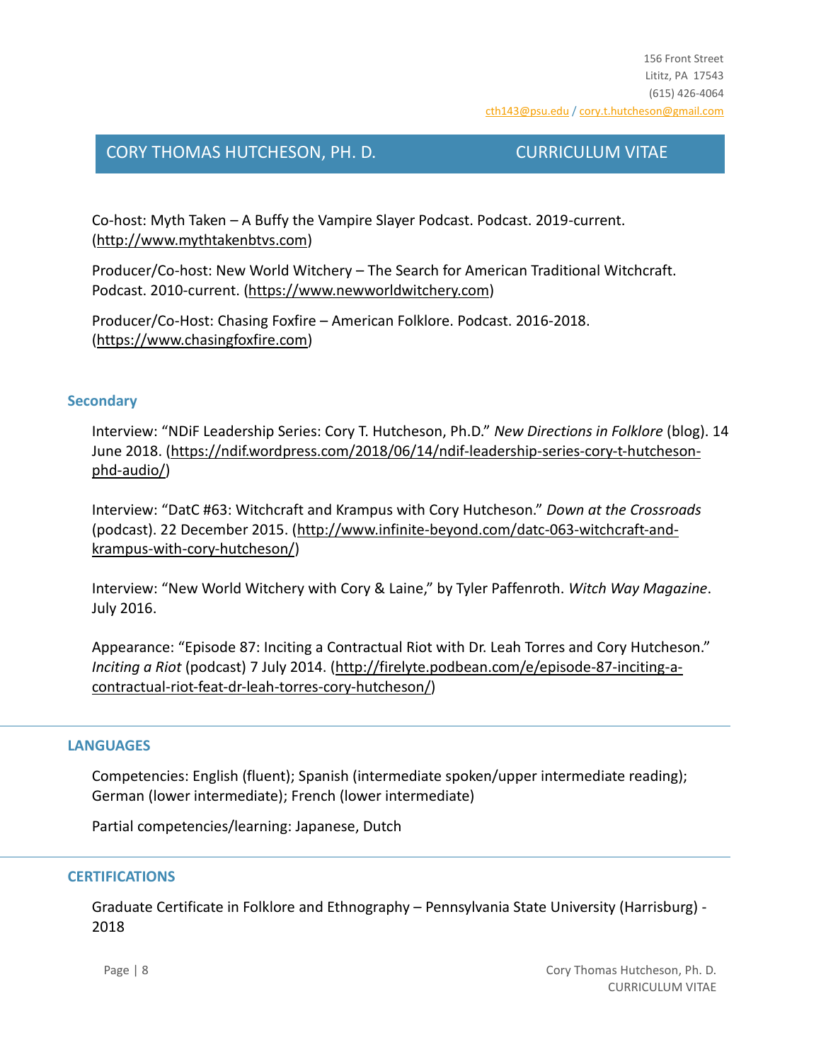Co-host: Myth Taken – A Buffy the Vampire Slayer Podcast. Podcast. 2019-current. (http://www.mythtakenbtvs.com)

Producer/Co-host: New World Witchery – The Search for American Traditional Witchcraft. Podcast. 2010-current. (https://www.newworldwitchery.com)

Producer/Co-Host: Chasing Foxfire – American Folklore. Podcast. 2016-2018. (https://www.chasingfoxfire.com)

### Secondary

Interview: "NDiF Leadership Series: Cory T. Hutcheson, Ph.D." *New Directions in Folklore* (blog). 14 June 2018. (https://ndif.wordpress.com/2018/06/14/ndif-leadership-series-cory-t-hutcheson-phd-audio/)

Interview: "DatC #63: Witchcraft and Krampus with Cory Hutcheson." *Down at the Crossroads* (podcast). 22 December 2015. (http://www.infinite-beyond.com/datc-063-witchcraft-and-krampus-with-cory-hutcheson/)

Interview: "New World Witchery with Cory & Laine," by Tyler Paffenroth. *Witch Way Magazine*. July 2016.

Appearance: "Episode 87: Inciting a Contractual Riot with Dr. Leah Torres and Cory Hutcheson." *Inciting a Riot* (podcast) 7 July 2014. (http://firelyte.podbean.com/e/episode-87-inciting-a-contractual-riot-feat-dr-leah-torres-cory-hutcheson/)

## LANGUAGES

Competencies: English (fluent); Spanish (intermediate spoken/upper intermediate reading); German (lower intermediate); French (lower intermediate)

Partial competencies/learning: Japanese, Dutch

## CERTIFICATIONS

Graduate Certificate in Folklore and Ethnography – Pennsylvania State University (Harrisburg) - 2018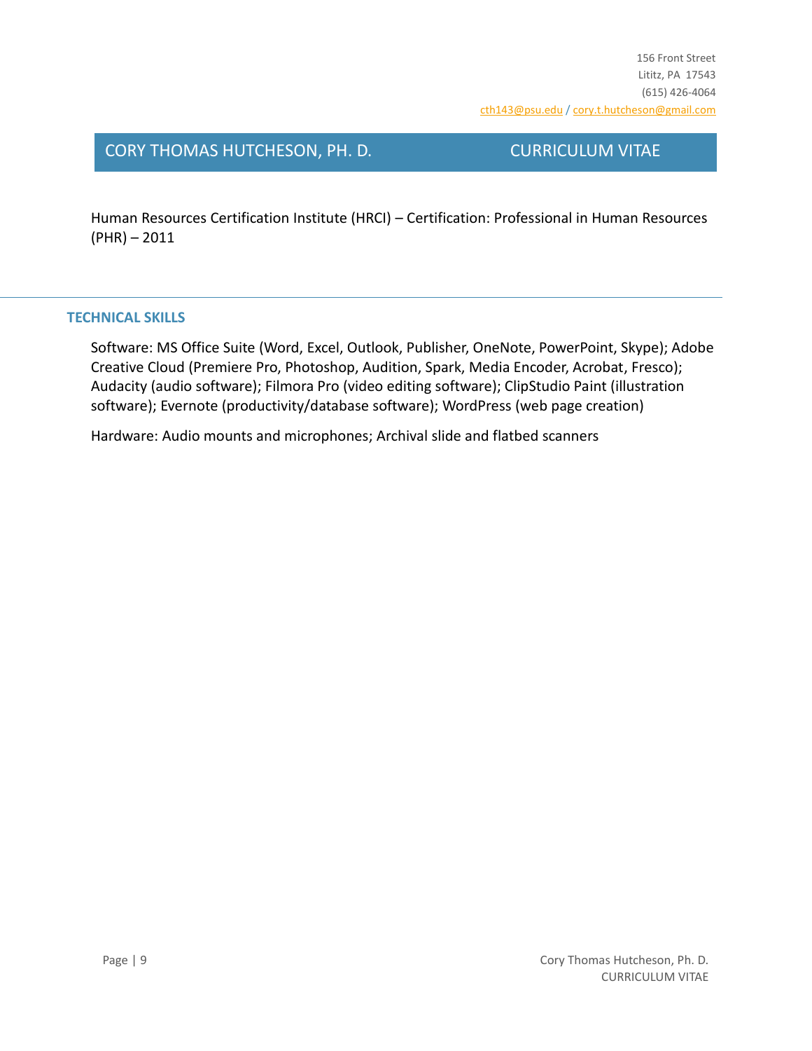156 Front Street
Lititz, PA 17543
(615) 426-4064
cth143@psu.edu / cory.t.hutcheson@gmail.com

# CORY THOMAS HUTCHESON, PH. D. CURRICULUM VITAE

Human Resources Certification Institute (HRCI) – Certification: Professional in Human Resources (PHR) – 2011

## TECHNICAL SKILLS

Software: MS Office Suite (Word, Excel, Outlook, Publisher, OneNote, PowerPoint, Skype); Adobe Creative Cloud (Premiere Pro, Photoshop, Audition, Spark, Media Encoder, Acrobat, Fresco); Audacity (audio software); Filmora Pro (video editing software); ClipStudio Paint (illustration software); Evernote (productivity/database software); WordPress (web page creation)

Hardware: Audio mounts and microphones; Archival slide and flatbed scanners